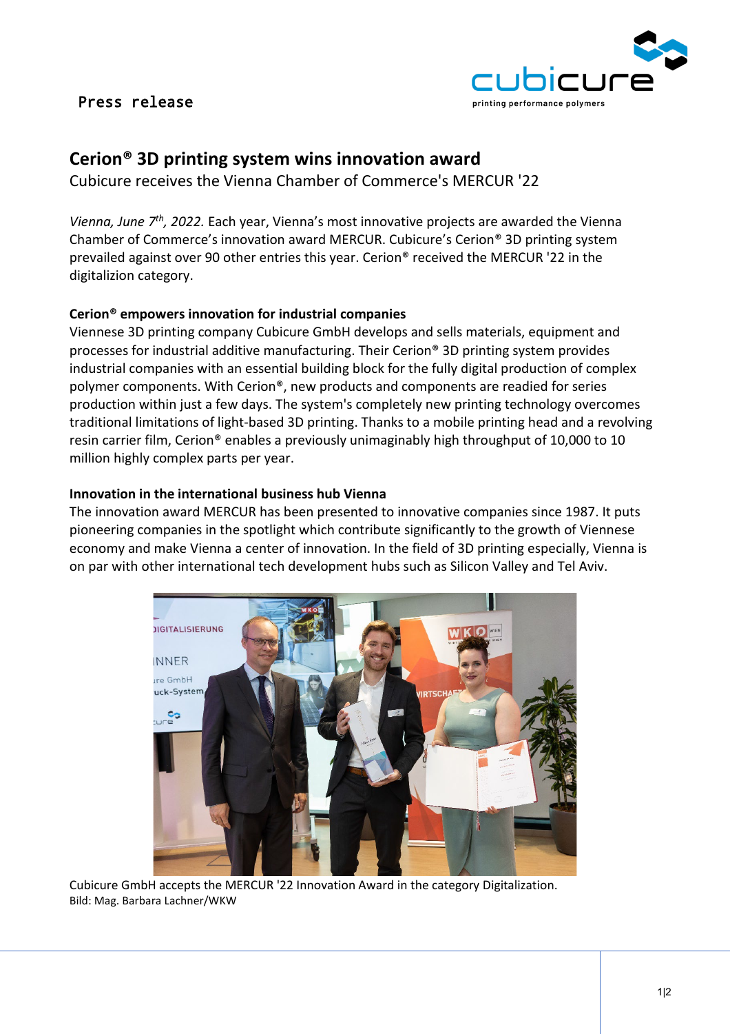Press release

# Cerion® 3D printing system wins innovation award

Cubicure receives the Vienna Chamber of Commerce's MERCUR '22

*Vienna, June 7th, 2022.* Each year, Vienna's most innovative projects are awarded the Vienna Chamber of Commerce's innovation award MERCUR. Cubicure's Cerion® 3D printing system prevailed against over 90 other entries this year. Cerion® received the MERCUR '22 in the digitalizion category.

## Cerion® empowers innovation for industrial companies

Viennese 3D printing company Cubicure GmbH develops and sells materials, equipment and processes for industrial additive manufacturing. Their Cerion® 3D printing system provides industrial companies with an essential building block for the fully digital production of complex polymer components. With Cerion®, new products and components are readied for series production within just a few days. The system's completely new printing technology overcomes traditional limitations of light-based 3D printing. Thanks to a mobile printing head and a revolving resin carrier film, Cerion® enables a previously unimaginably high throughput of 10,000 to 10 million highly complex parts per year.

## Innovation in the international business hub Vienna

The innovation award MERCUR has been presented to innovative companies since 1987. It puts pioneering companies in the spotlight which contribute significantly to the growth of Viennese economy and make Vienna a center of innovation. In the field of 3D printing especially, Vienna is on par with other international tech development hubs such as Silicon Valley and Tel Aviv.

Cubicure GmbH accepts the MERCUR '22 Innovation Award in the category Digitalization.
Bild: Mag. Barbara Lachner/WKW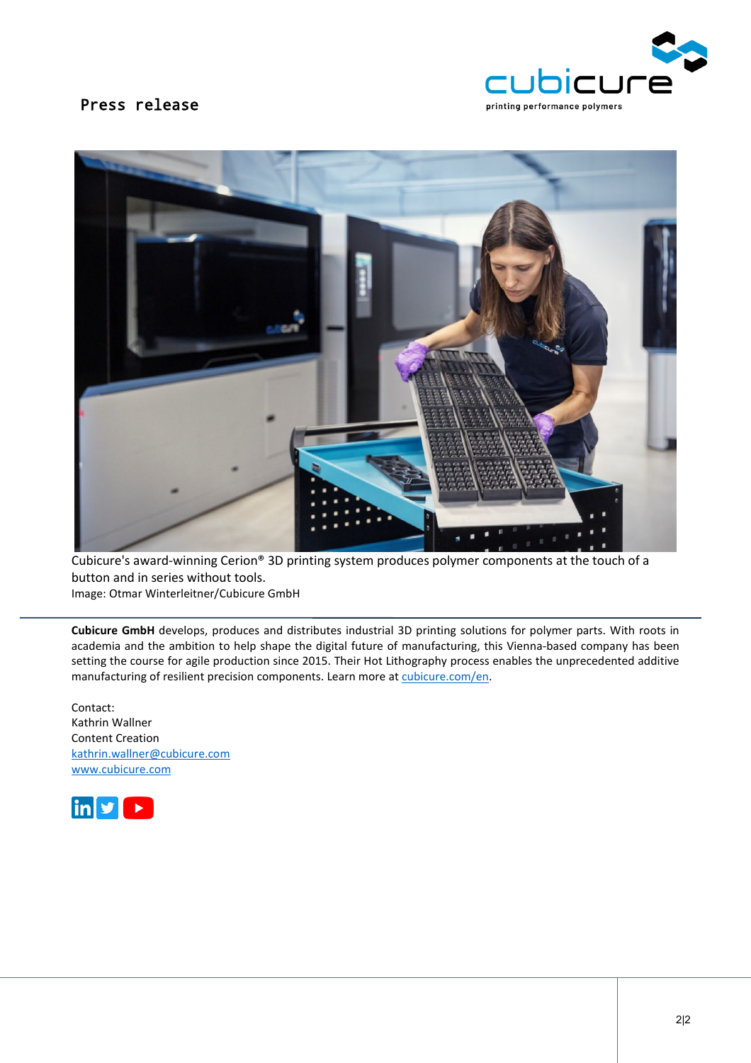Press release

Cubicure's award-winning Cerion® 3D printing system produces polymer components at the touch of a button and in series without tools.
Image: Otmar Winterleitner/Cubicure GmbH

**Cubicure GmbH** develops, produces and distributes industrial 3D printing solutions for polymer parts. With roots in academia and the ambition to help shape the digital future of manufacturing, this Vienna-based company has been setting the course for agile production since 2015. Their Hot Lithography process enables the unprecedented additive manufacturing of resilient precision components. Learn more at cubicure.com/en.

Contact:
Kathrin Wallner
Content Creation
kathrin.wallner@cubicure.com
www.cubicure.com